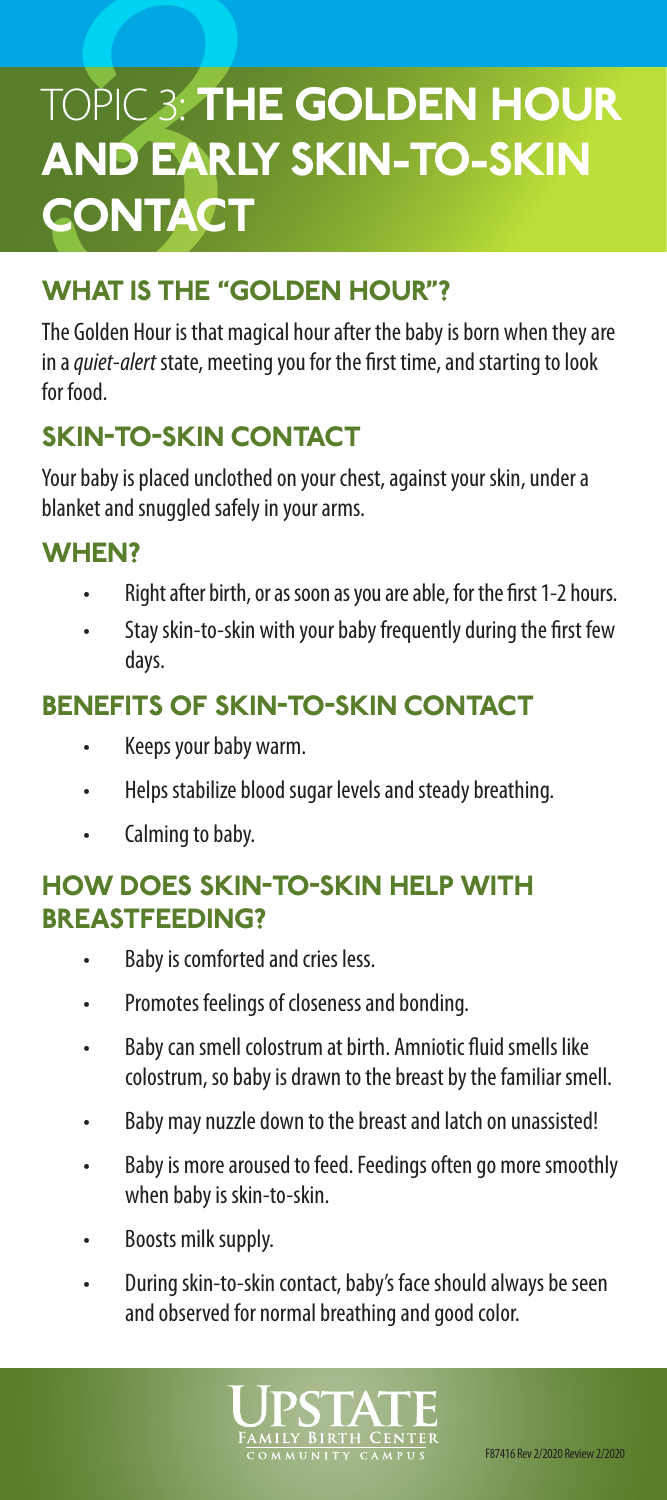# TOPIC 3: THE GOLDEN HOUR AND EARLY SKIN-TO-SKIN CONTACT

## WHAT IS THE "GOLDEN HOUR"?

The Golden Hour is that magical hour after the baby is born when they are in a *quiet-alert* state, meeting you for the first time, and starting to look for food.

## SKIN-TO-SKIN CONTACT

Your baby is placed unclothed on your chest, against your skin, under a blanket and snuggled safely in your arms.

## WHEN?

- Right after birth, or as soon as you are able, for the first 1-2 hours.
- Stay skin-to-skin with your baby frequently during the first few days.

## BENEFITS OF SKIN-TO-SKIN CONTACT

- Keeps your baby warm.
- Helps stabilize blood sugar levels and steady breathing.
- Calming to baby.

## HOW DOES SKIN-TO-SKIN HELP WITH BREASTFEEDING?

- Baby is comforted and cries less.
- Promotes feelings of closeness and bonding.
- Baby can smell colostrum at birth. Amniotic fluid smells like colostrum, so baby is drawn to the breast by the familiar smell.
- Baby may nuzzle down to the breast and latch on unassisted!
- Baby is more aroused to feed. Feedings often go more smoothly when baby is skin-to-skin.
- Boosts milk supply.
- During skin-to-skin contact, baby's face should always be seen and observed for normal breathing and good color.

UPSTATE FAMILY BIRTH CENTER COMMUNITY CAMPUS

F87416 Rev 2/2020 Review 2/2020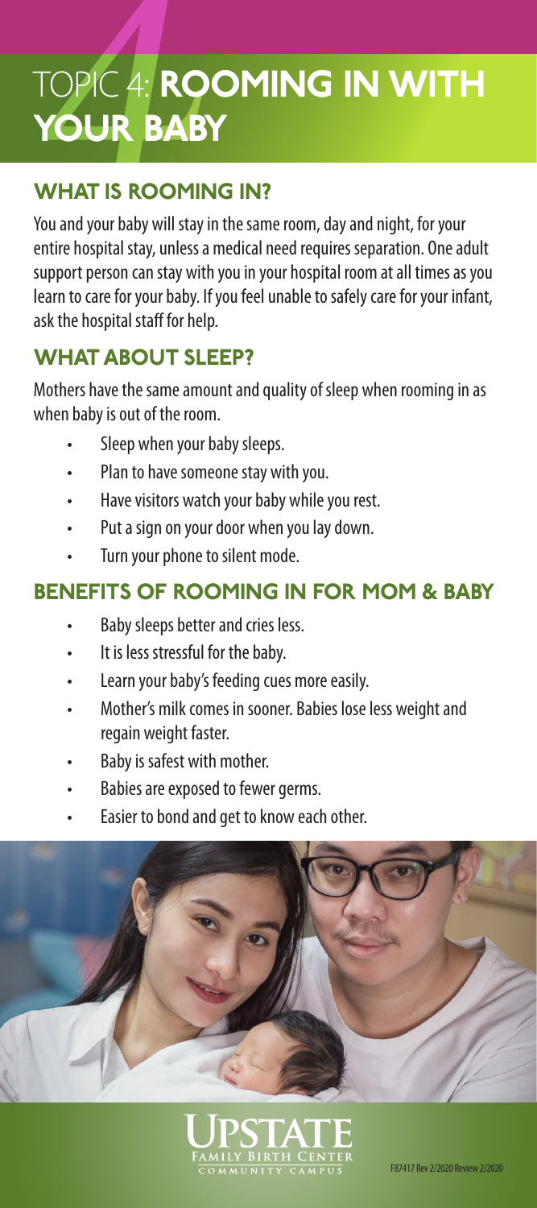# TOPIC 4: **ROOMING IN WITH YOUR BABY**

## WHAT IS ROOMING IN?

You and your baby will stay in the same room, day and night, for your entire hospital stay, unless a medical need requires separation. One adult support person can stay with you in your hospital room at all times as you learn to care for your baby. If you feel unable to safely care for your infant, ask the hospital staff for help.

## WHAT ABOUT SLEEP?

Mothers have the same amount and quality of sleep when rooming in as when baby is out of the room.

- Sleep when your baby sleeps.
- Plan to have someone stay with you.
- Have visitors watch your baby while you rest.
- Put a sign on your door when you lay down.
- Turn your phone to silent mode.

## BENEFITS OF ROOMING IN FOR MOM & BABY

- Baby sleeps better and cries less.
- It is less stressful for the baby.
- Learn your baby's feeding cues more easily.
- Mother's milk comes in sooner. Babies lose less weight and regain weight faster.
- Baby is safest with mother.
- Babies are exposed to fewer germs.
- Easier to bond and get to know each other.

UPSTATE FAMILY BIRTH CENTER COMMUNITY CAMPUS

F87417 Rev 2/2020 Review 2/2020